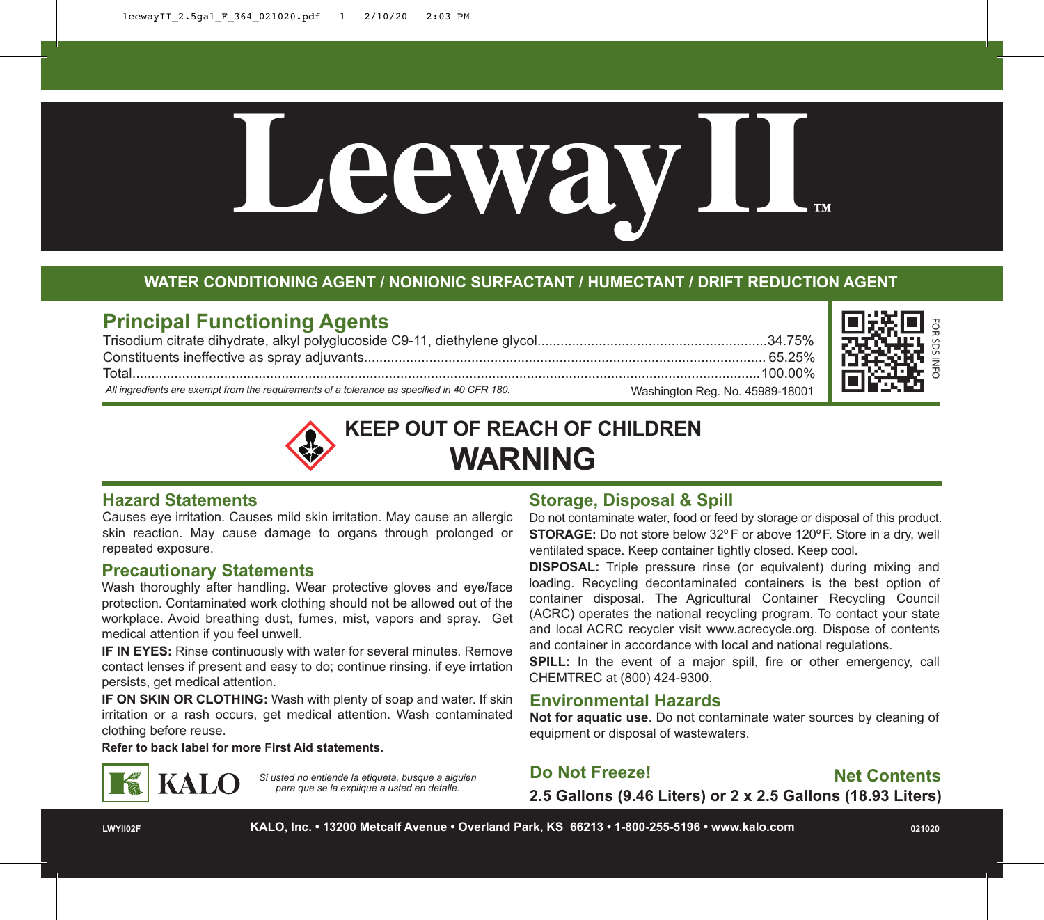# Leeway II™

**WATER CONDITIONING AGENT / NONIONIC SURFACTANT / HUMECTANT / DRIFT REDUCTION AGENT**

## Principal Functioning Agents

| | |
|---|---|
| Trisodium citrate dihydrate, alkyl polyglucoside C9-11, diethylene glycol | 34.75% |
| Constituents ineffective as spray adjuvants | 65.25% |
| Total | 100.00% |

*All ingredients are exempt from the requirements of a tolerance as specified in 40 CFR 180.*

Washington Reg. No. 45989-18001

FOR SDS INFO

## KEEP OUT OF REACH OF CHILDREN

## WARNING

## Hazard Statements

Causes eye irritation. Causes mild skin irritation. May cause an allergic skin reaction. May cause damage to organs through prolonged or repeated exposure.

## Precautionary Statements

Wash thoroughly after handling. Wear protective gloves and eye/face protection. Contaminated work clothing should not be allowed out of the workplace. Avoid breathing dust, fumes, mist, vapors and spray. Get medical attention if you feel unwell.

**IF IN EYES:** Rinse continuously with water for several minutes. Remove contact lenses if present and easy to do; continue rinsing. if eye irrtation persists, get medical attention.

**IF ON SKIN OR CLOTHING:** Wash with plenty of soap and water. If skin irritation or a rash occurs, get medical attention. Wash contaminated clothing before reuse.

**Refer to back label for more First Aid statements.**

## Storage, Disposal & Spill

Do not contaminate water, food or feed by storage or disposal of this product.

**STORAGE:** Do not store below 32º F or above 120º F. Store in a dry, well ventilated space. Keep container tightly closed. Keep cool.

**DISPOSAL:** Triple pressure rinse (or equivalent) during mixing and loading. Recycling decontaminated containers is the best option of container disposal. The Agricultural Container Recycling Council (ACRC) operates the national recycling program. To contact your state and local ACRC recycler visit www.acrecycle.org. Dispose of contents and container in accordance with local and national regulations.

**SPILL:** In the event of a major spill, fire or other emergency, call CHEMTREC at (800) 424-9300.

## Environmental Hazards

**Not for aquatic use**. Do not contaminate water sources by cleaning of equipment or disposal of wastewaters.

## Do Not Freeze!

## Net Contents

**2.5 Gallons (9.46 Liters) or 2 x 2.5 Gallons (18.93 Liters)**

KALO

*Si usted no entiende la etiqueta, busque a alguien para que se la explique a usted en detalle.*

LWYII02F

**KALO, Inc. • 13200 Metcalf Avenue • Overland Park, KS 66213 • 1-800-255-5196 • www.kalo.com**

021020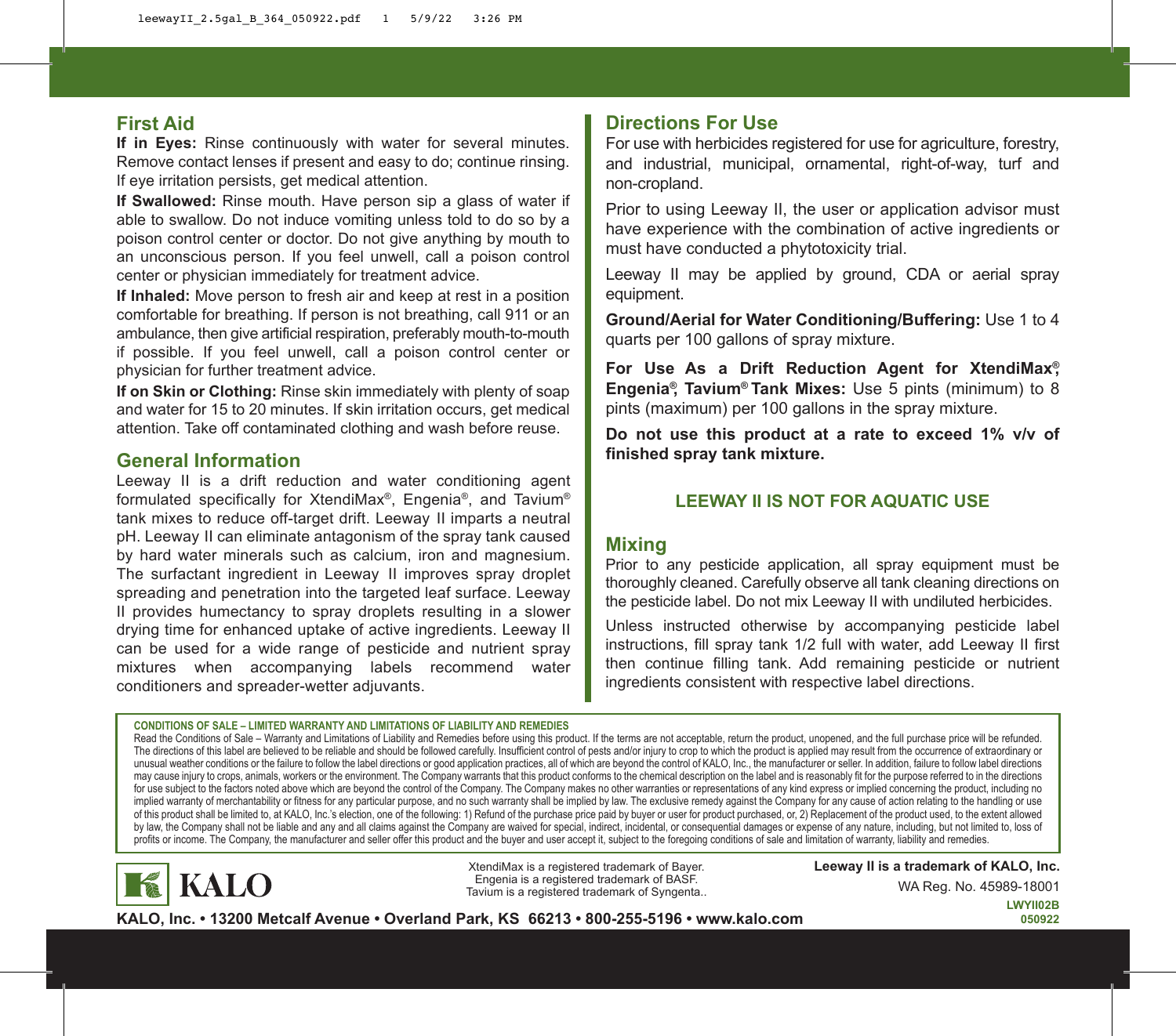## First Aid

**If in Eyes:** Rinse continuously with water for several minutes. Remove contact lenses if present and easy to do; continue rinsing. If eye irritation persists, get medical attention.

**If Swallowed:** Rinse mouth. Have person sip a glass of water if able to swallow. Do not induce vomiting unless told to do so by a poison control center or doctor. Do not give anything by mouth to an unconscious person. If you feel unwell, call a poison control center or physician immediately for treatment advice.

**If Inhaled:** Move person to fresh air and keep at rest in a position comfortable for breathing. If person is not breathing, call 911 or an ambulance, then give artificial respiration, preferably mouth-to-mouth if possible. If you feel unwell, call a poison control center or physician for further treatment advice.

**If on Skin or Clothing:** Rinse skin immediately with plenty of soap and water for 15 to 20 minutes. If skin irritation occurs, get medical attention. Take off contaminated clothing and wash before reuse.

## General Information

Leeway II is a drift reduction and water conditioning agent formulated specifically for XtendiMax®, Engenia®, and Tavium® tank mixes to reduce off-target drift. Leeway II imparts a neutral pH. Leeway II can eliminate antagonism of the spray tank caused by hard water minerals such as calcium, iron and magnesium. The surfactant ingredient in Leeway II improves spray droplet spreading and penetration into the targeted leaf surface. Leeway II provides humectancy to spray droplets resulting in a slower drying time for enhanced uptake of active ingredients. Leeway II can be used for a wide range of pesticide and nutrient spray mixtures when accompanying labels recommend water conditioners and spreader-wetter adjuvants.

## Directions For Use

For use with herbicides registered for use for agriculture, forestry, and industrial, municipal, ornamental, right-of-way, turf and non-cropland.

Prior to using Leeway II, the user or application advisor must have experience with the combination of active ingredients or must have conducted a phytotoxicity trial.

Leeway II may be applied by ground, CDA or aerial spray equipment.

**Ground/Aerial for Water Conditioning/Buffering:** Use 1 to 4 quarts per 100 gallons of spray mixture.

**For Use As a Drift Reduction Agent for XtendiMax®, Engenia®, Tavium® Tank Mixes:** Use 5 pints (minimum) to 8 pints (maximum) per 100 gallons in the spray mixture.

**Do not use this product at a rate to exceed 1% v/v of finished spray tank mixture.**

**LEEWAY II IS NOT FOR AQUATIC USE**

## Mixing

Prior to any pesticide application, all spray equipment must be thoroughly cleaned. Carefully observe all tank cleaning directions on the pesticide label. Do not mix Leeway II with undiluted herbicides.

Unless instructed otherwise by accompanying pesticide label instructions, fill spray tank 1/2 full with water, add Leeway II first then continue filling tank. Add remaining pesticide or nutrient ingredients consistent with respective label directions.

**CONDITIONS OF SALE – LIMITED WARRANTY AND LIMITATIONS OF LIABILITY AND REMEDIES**

Read the Conditions of Sale – Warranty and Limitations of Liability and Remedies before using this product. If the terms are not acceptable, return the product, unopened, and the full purchase price will be refunded. The directions of this label are believed to be reliable and should be followed carefully. Insufficient control of pests and/or injury to crop to which the product is applied may result from the occurrence of extraordinary or unusual weather conditions or the failure to follow the label directions or good application practices, all of which are beyond the control of KALO, Inc., the manufacturer or seller. In addition, failure to follow label directions may cause injury to crops, animals, workers or the environment. The Company warrants that this product conforms to the chemical description on the label and is reasonably fit for the purpose referred to in the directions for use subject to the factors noted above which are beyond the control of the Company. The Company makes no other warranties or representations of any kind express or implied concerning the product, including no implied warranty of merchantability or fitness for any particular purpose, and no such warranty shall be implied by law. The exclusive remedy against the Company for any cause of action relating to the handling or use of this product shall be limited to, at KALO, Inc.'s election, one of the following: 1) Refund of the purchase price paid by buyer or user for product purchased, or, 2) Replacement of the product used, to the extent allowed by law, the Company shall not be liable and any and all claims against the Company are waived for special, indirect, incidental, or consequential damages or expense of any nature, including, but not limited to, loss of profits or income. The Company, the manufacturer and seller offer this product and the buyer and user accept it, subject to the foregoing conditions of sale and limitation of warranty, liability and remedies.

KALO

XtendiMax is a registered trademark of Bayer.
Engenia is a registered trademark of BASF.
Tavium is a registered trademark of Syngenta..

**Leeway II is a trademark of KALO, Inc.**

WA Reg. No. 45989-18001

**KALO, Inc. • 13200 Metcalf Avenue • Overland Park, KS 66213 • 800-255-5196 • www.kalo.com**

**LWYII02B**
**050922**